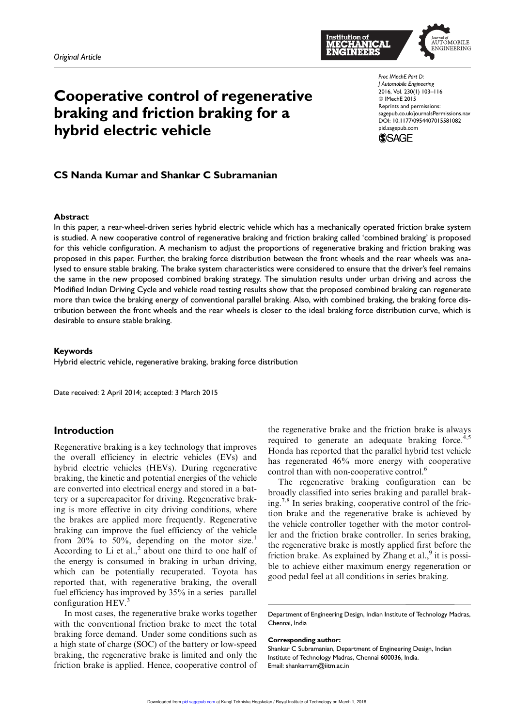*Original Article*

# Cooperative control of regenerative braking and friction braking for a hybrid electric vehicle

Proc IMechE Part D:
J Automobile Engineering
2016, Vol. 230(1) 103–116
© IMechE 2015
Reprints and permissions:
sagepub.co.uk/journalsPermissions.nav
DOI: 10.1177/0954407015581082
pid.sagepub.com

**CS Nanda Kumar and Shankar C Subramanian**

### Abstract

In this paper, a rear-wheel-driven series hybrid electric vehicle which has a mechanically operated friction brake system is studied. A new cooperative control of regenerative braking and friction braking called 'combined braking' is proposed for this vehicle configuration. A mechanism to adjust the proportions of regenerative braking and friction braking was proposed in this paper. Further, the braking force distribution between the front wheels and the rear wheels was analysed to ensure stable braking. The brake system characteristics were considered to ensure that the driver's feel remains the same in the new proposed combined braking strategy. The simulation results under urban driving and across the Modified Indian Driving Cycle and vehicle road testing results show that the proposed combined braking can regenerate more than twice the braking energy of conventional parallel braking. Also, with combined braking, the braking force distribution between the front wheels and the rear wheels is closer to the ideal braking force distribution curve, which is desirable to ensure stable braking.

### Keywords

Hybrid electric vehicle, regenerative braking, braking force distribution

Date received: 2 April 2014; accepted: 3 March 2015

## Introduction

Regenerative braking is a key technology that improves the overall efficiency in electric vehicles (EVs) and hybrid electric vehicles (HEVs). During regenerative braking, the kinetic and potential energies of the vehicle are converted into electrical energy and stored in a battery or a supercapacitor for driving. Regenerative braking is more effective in city driving conditions, where the brakes are applied more frequently. Regenerative braking can improve the fuel efficiency of the vehicle from 20% to 50%, depending on the motor size.[1] According to Li et al.,[2] about one third to one half of the energy is consumed in braking in urban driving, which can be potentially recuperated. Toyota has reported that, with regenerative braking, the overall fuel efficiency has improved by 35% in a series– parallel configuration HEV.[3]

In most cases, the regenerative brake works together with the conventional friction brake to meet the total braking force demand. Under some conditions such as a high state of charge (SOC) of the battery or low-speed braking, the regenerative brake is limited and only the friction brake is applied. Hence, cooperative control of the regenerative brake and the friction brake is always required to generate an adequate braking force.[4,5] Honda has reported that the parallel hybrid test vehicle has regenerated 46% more energy with cooperative control than with non-cooperative control.[6]

The regenerative braking configuration can be broadly classified into series braking and parallel braking.[7,8] In series braking, cooperative control of the friction brake and the regenerative brake is achieved by the vehicle controller together with the motor controller and the friction brake controller. In series braking, the regenerative brake is mostly applied first before the friction brake. As explained by Zhang et al.,[9] it is possible to achieve either maximum energy regeneration or good pedal feel at all conditions in series braking.

Department of Engineering Design, Indian Institute of Technology Madras, Chennai, India

**Corresponding author:**
Shankar C Subramanian, Department of Engineering Design, Indian Institute of Technology Madras, Chennai 600036, India.
Email: shankarram@iitm.ac.in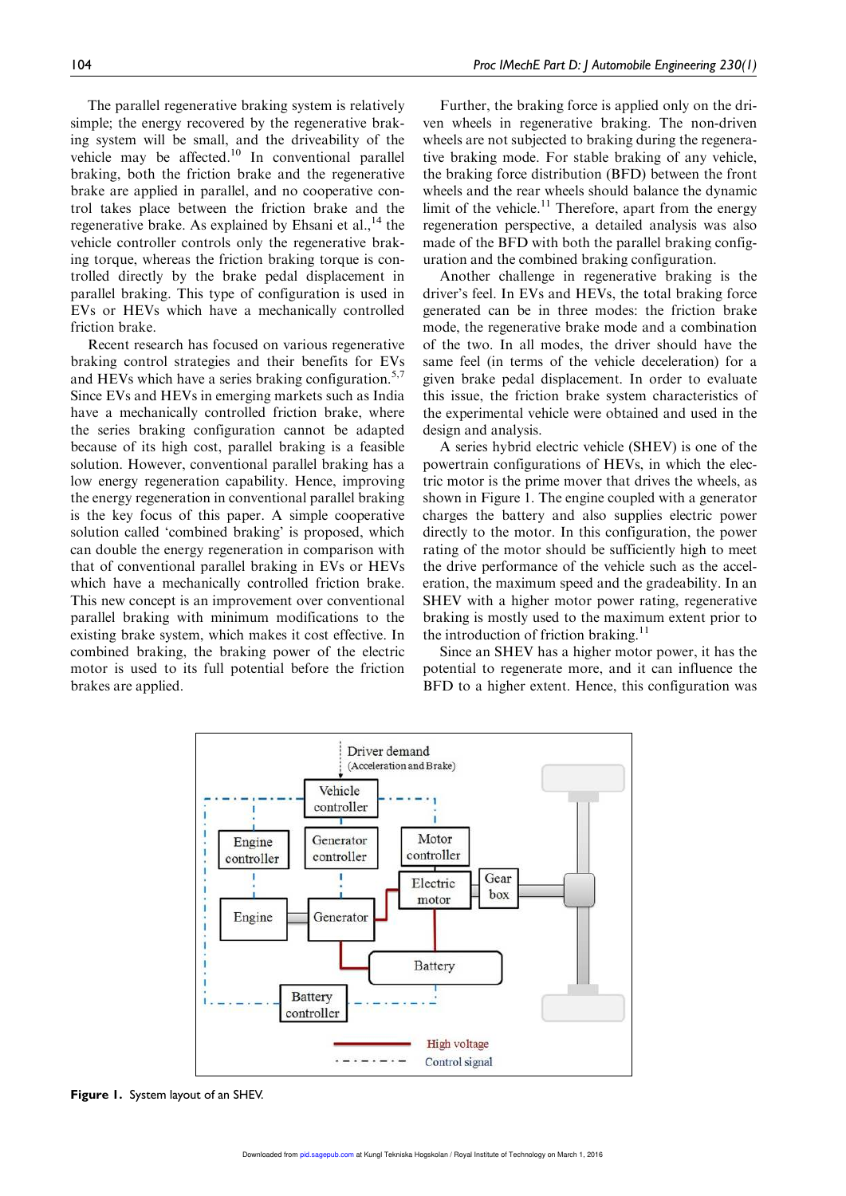The parallel regenerative braking system is relatively simple; the energy recovered by the regenerative braking system will be small, and the driveability of the vehicle may be affected.[10] In conventional parallel braking, both the friction brake and the regenerative brake are applied in parallel, and no cooperative control takes place between the friction brake and the regenerative brake. As explained by Ehsani et al.,[14] the vehicle controller controls only the regenerative braking torque, whereas the friction braking torque is controlled directly by the brake pedal displacement in parallel braking. This type of configuration is used in EVs or HEVs which have a mechanically controlled friction brake.

Recent research has focused on various regenerative braking control strategies and their benefits for EVs and HEVs which have a series braking configuration.[5,7] Since EVs and HEVs in emerging markets such as India have a mechanically controlled friction brake, where the series braking configuration cannot be adapted because of its high cost, parallel braking is a feasible solution. However, conventional parallel braking has a low energy regeneration capability. Hence, improving the energy regeneration in conventional parallel braking is the key focus of this paper. A simple cooperative solution called 'combined braking' is proposed, which can double the energy regeneration in comparison with that of conventional parallel braking in EVs or HEVs which have a mechanically controlled friction brake. This new concept is an improvement over conventional parallel braking with minimum modifications to the existing brake system, which makes it cost effective. In combined braking, the braking power of the electric motor is used to its full potential before the friction brakes are applied.

Further, the braking force is applied only on the driven wheels in regenerative braking. The non-driven wheels are not subjected to braking during the regenerative braking mode. For stable braking of any vehicle, the braking force distribution (BFD) between the front wheels and the rear wheels should balance the dynamic limit of the vehicle.[11] Therefore, apart from the energy regeneration perspective, a detailed analysis was also made of the BFD with both the parallel braking configuration and the combined braking configuration.

Another challenge in regenerative braking is the driver's feel. In EVs and HEVs, the total braking force generated can be in three modes: the friction brake mode, the regenerative brake mode and a combination of the two. In all modes, the driver should have the same feel (in terms of the vehicle deceleration) for a given brake pedal displacement. In order to evaluate this issue, the friction brake system characteristics of the experimental vehicle were obtained and used in the design and analysis.

A series hybrid electric vehicle (SHEV) is one of the powertrain configurations of HEVs, in which the electric motor is the prime mover that drives the wheels, as shown in Figure 1. The engine coupled with a generator charges the battery and also supplies electric power directly to the motor. In this configuration, the power rating of the motor should be sufficiently high to meet the drive performance of the vehicle such as the acceleration, the maximum speed and the gradeability. In an SHEV with a higher motor power rating, regenerative braking is mostly used to the maximum extent prior to the introduction of friction braking.[11]

Since an SHEV has a higher motor power, it has the potential to regenerate more, and it can influence the BFD to a higher extent. Hence, this configuration was

**Figure 1.** System layout of an SHEV.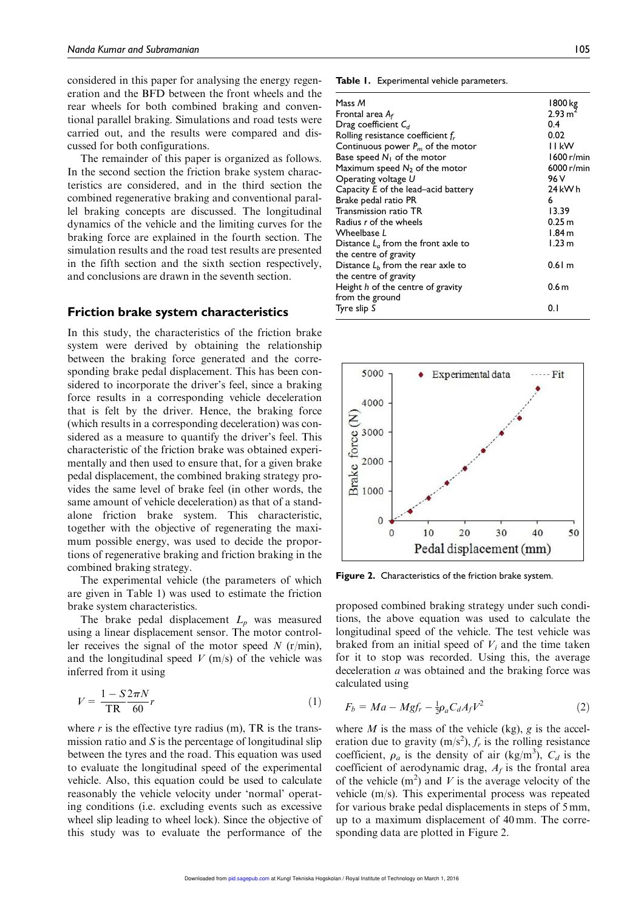considered in this paper for analysing the energy regeneration and the BFD between the front wheels and the rear wheels for both combined braking and conventional parallel braking. Simulations and road tests were carried out, and the results were compared and discussed for both configurations.

The remainder of this paper is organized as follows. In the second section the friction brake system characteristics are considered, and in the third section the combined regenerative braking and conventional parallel braking concepts are discussed. The longitudinal dynamics of the vehicle and the limiting curves for the braking force are explained in the fourth section. The simulation results and the road test results are presented in the fifth section and the sixth section respectively, and conclusions are drawn in the seventh section.

## Friction brake system characteristics

In this study, the characteristics of the friction brake system were derived by obtaining the relationship between the braking force generated and the corresponding brake pedal displacement. This has been considered to incorporate the driver's feel, since a braking force results in a corresponding vehicle deceleration that is felt by the driver. Hence, the braking force (which results in a corresponding deceleration) was considered as a measure to quantify the driver's feel. This characteristic of the friction brake was obtained experimentally and then used to ensure that, for a given brake pedal displacement, the combined braking strategy provides the same level of brake feel (in other words, the same amount of vehicle deceleration) as that of a standalone friction brake system. This characteristic, together with the objective of regenerating the maximum possible energy, was used to decide the proportions of regenerative braking and friction braking in the combined braking strategy.

The experimental vehicle (the parameters of which are given in Table 1) was used to estimate the friction brake system characteristics.

The brake pedal displacement $L_p$ was measured using a linear displacement sensor. The motor controller receives the signal of the motor speed $N$ (r/min), and the longitudinal speed $V$ (m/s) of the vehicle was inferred from it using

$$V = \frac{1 - S}{\mathrm{TR}} \frac{2\pi N}{60} r \tag{1}$$

where $r$ is the effective tyre radius (m), TR is the transmission ratio and $S$ is the percentage of longitudinal slip between the tyres and the road. This equation was used to evaluate the longitudinal speed of the experimental vehicle. Also, this equation could be used to calculate reasonably the vehicle velocity under 'normal' operating conditions (i.e. excluding events such as excessive wheel slip leading to wheel lock). Since the objective of this study was to evaluate the performance of the proposed combined braking strategy under such conditions, the above equation was used to calculate the longitudinal speed of the vehicle. The test vehicle was braked from an initial speed of $V_i$ and the time taken for it to stop was recorded. Using this, the average deceleration $a$ was obtained and the braking force was calculated using

$$F_b = Ma - Mgf_r - \tfrac{1}{2}\rho_a C_d A_f V^2 \tag{2}$$

where $M$ is the mass of the vehicle (kg), $g$ is the acceleration due to gravity (m/s$^2$), $f_r$ is the rolling resistance coefficient, $\rho_a$ is the density of air (kg/m$^3$), $C_d$ is the coefficient of aerodynamic drag, $A_f$ is the frontal area of the vehicle (m$^2$) and $V$ is the average velocity of the vehicle (m/s). This experimental process was repeated for various brake pedal displacements in steps of 5 mm, up to a maximum displacement of 40 mm. The corresponding data are plotted in Figure 2.

**Table 1.** Experimental vehicle parameters.

| Parameter | Value |
|---|---|
| Mass $M$ | 1800 kg |
| Frontal area $A_f$ | 2.93 m$^2$ |
| Drag coefficient $C_d$ | 0.4 |
| Rolling resistance coefficient $f_r$ | 0.02 |
| Continuous power $P_m$ of the motor | 11 kW |
| Base speed $N_1$ of the motor | 1600 r/min |
| Maximum speed $N_2$ of the motor | 6000 r/min |
| Operating voltage $U$ | 96 V |
| Capacity $E$ of the lead–acid battery | 24 kW h |
| Brake pedal ratio PR | 6 |
| Transmission ratio TR | 13.39 |
| Radius $r$ of the wheels | 0.25 m |
| Wheelbase $L$ | 1.84 m |
| Distance $L_a$ from the front axle to the centre of gravity | 1.23 m |
| Distance $L_b$ from the rear axle to the centre of gravity | 0.61 m |
| Height $h$ of the centre of gravity from the ground | 0.6 m |
| Tyre slip $S$ | 0.1 |

**Figure 2.** Characteristics of the friction brake system.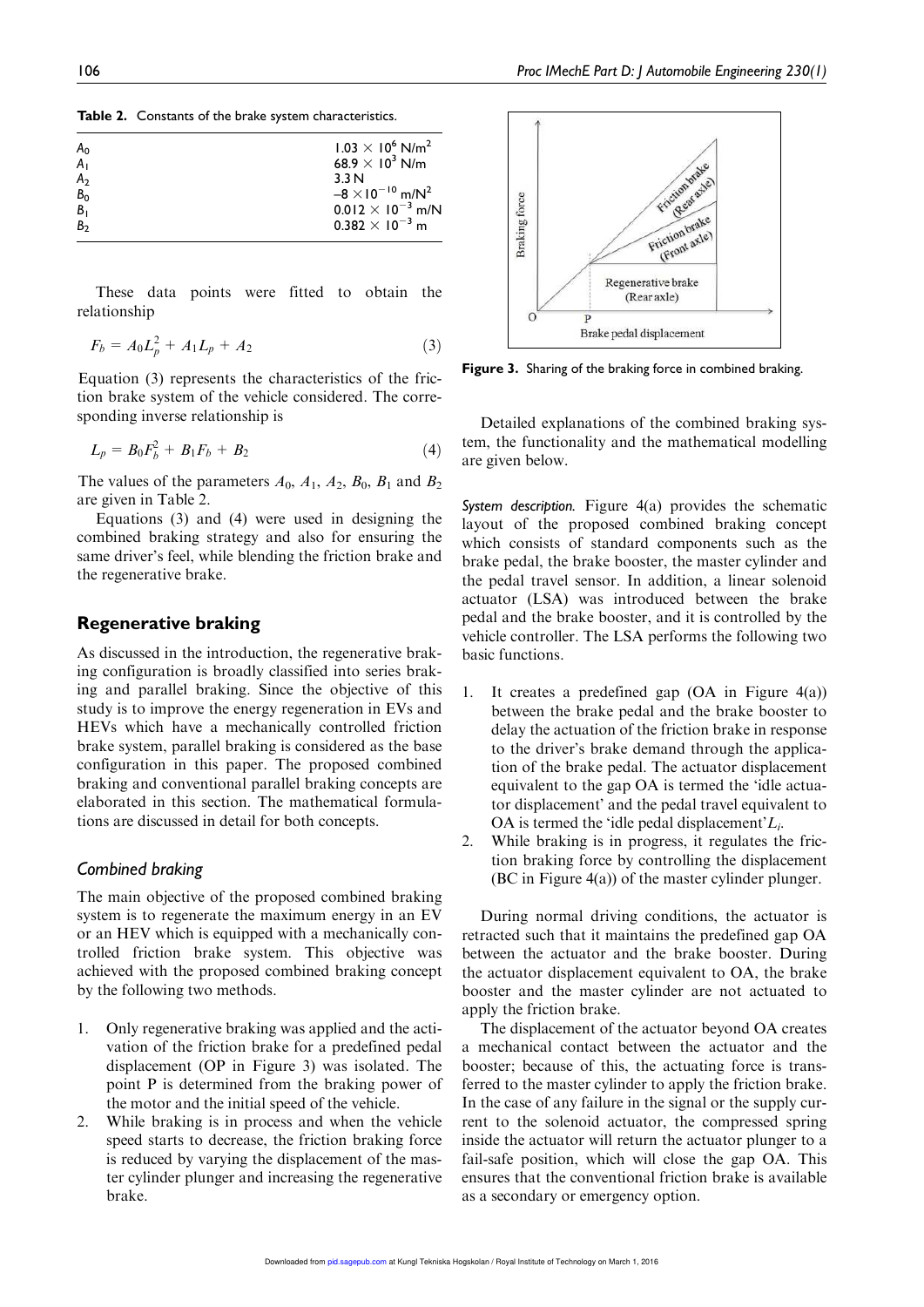**Table 2.** Constants of the brake system characteristics.

| | |
|---|---|
| $A_0$ | $1.03 \times 10^6$ N/m$^2$ |
| $A_1$ | $68.9 \times 10^3$ N/m |
| $A_2$ | 3.3 N |
| $B_0$ | $-8 \times 10^{-10}$ m/N$^2$ |
| $B_1$ | $0.012 \times 10^{-3}$ m/N |
| $B_2$ | $0.382 \times 10^{-3}$ m |

These data points were fitted to obtain the relationship

$$F_b = A_0 L_p^2 + A_1 L_p + A_2 \tag{3}$$

Equation (3) represents the characteristics of the friction brake system of the vehicle considered. The corresponding inverse relationship is

$$L_p = B_0 F_b^2 + B_1 F_b + B_2 \tag{4}$$

The values of the parameters $A_0$, $A_1$, $A_2$, $B_0$, $B_1$ and $B_2$ are given in Table 2.

Equations (3) and (4) were used in designing the combined braking strategy and also for ensuring the same driver's feel, while blending the friction brake and the regenerative brake.

## Regenerative braking

As discussed in the introduction, the regenerative braking configuration is broadly classified into series braking and parallel braking. Since the objective of this study is to improve the energy regeneration in EVs and HEVs which have a mechanically controlled friction brake system, parallel braking is considered as the base configuration in this paper. The proposed combined braking and conventional parallel braking concepts are elaborated in this section. The mathematical formulations are discussed in detail for both concepts.

### *Combined braking*

The main objective of the proposed combined braking system is to regenerate the maximum energy in an EV or an HEV which is equipped with a mechanically controlled friction brake system. This objective was achieved with the proposed combined braking concept by the following two methods.

1. Only regenerative braking was applied and the activation of the friction brake for a predefined pedal displacement (OP in Figure 3) was isolated. The point P is determined from the braking power of the motor and the initial speed of the vehicle.
2. While braking is in process and when the vehicle speed starts to decrease, the friction braking force is reduced by varying the displacement of the master cylinder plunger and increasing the regenerative brake.

**Figure 3.** Sharing of the braking force in combined braking.

Detailed explanations of the combined braking system, the functionality and the mathematical modelling are given below.

*System description.* Figure 4(a) provides the schematic layout of the proposed combined braking concept which consists of standard components such as the brake pedal, the brake booster, the master cylinder and the pedal travel sensor. In addition, a linear solenoid actuator (LSA) was introduced between the brake pedal and the brake booster, and it is controlled by the vehicle controller. The LSA performs the following two basic functions.

1. It creates a predefined gap (OA in Figure 4(a)) between the brake pedal and the brake booster to delay the actuation of the friction brake in response to the driver's brake demand through the application of the brake pedal. The actuator displacement equivalent to the gap OA is termed the 'idle actuator displacement' and the pedal travel equivalent to OA is termed the 'idle pedal displacement' $L_i$.
2. While braking is in progress, it regulates the friction braking force by controlling the displacement (BC in Figure 4(a)) of the master cylinder plunger.

During normal driving conditions, the actuator is retracted such that it maintains the predefined gap OA between the actuator and the brake booster. During the actuator displacement equivalent to OA, the brake booster and the master cylinder are not actuated to apply the friction brake.

The displacement of the actuator beyond OA creates a mechanical contact between the actuator and the booster; because of this, the actuating force is transferred to the master cylinder to apply the friction brake. In the case of any failure in the signal or the supply current to the solenoid actuator, the compressed spring inside the actuator will return the actuator plunger to a fail-safe position, which will close the gap OA. This ensures that the conventional friction brake is available as a secondary or emergency option.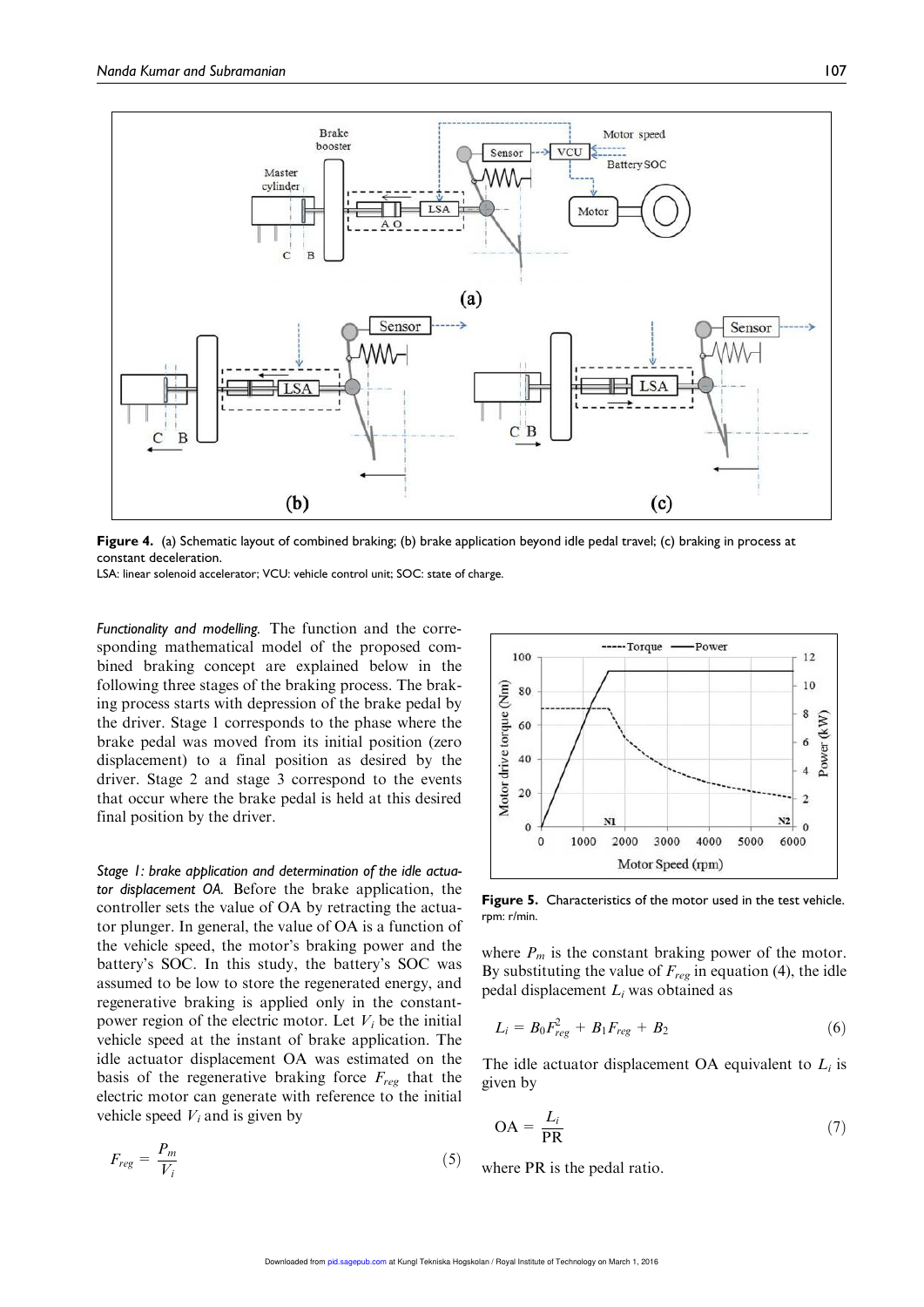**Figure 4.** (a) Schematic layout of combined braking; (b) brake application beyond idle pedal travel; (c) braking in process at constant deceleration.
LSA: linear solenoid accelerator; VCU: vehicle control unit; SOC: state of charge.

*Functionality and modelling.* The function and the corresponding mathematical model of the proposed combined braking concept are explained below in the following three stages of the braking process. The braking process starts with depression of the brake pedal by the driver. Stage 1 corresponds to the phase where the brake pedal was moved from its initial position (zero displacement) to a final position as desired by the driver. Stage 2 and stage 3 correspond to the events that occur where the brake pedal is held at this desired final position by the driver.

*Stage 1: brake application and determination of the idle actuator displacement OA.* Before the brake application, the controller sets the value of OA by retracting the actuator plunger. In general, the value of OA is a function of the vehicle speed, the motor's braking power and the battery's SOC. In this study, the battery's SOC was assumed to be low to store the regenerated energy, and regenerative braking is applied only in the constant-power region of the electric motor. Let $V_i$ be the initial vehicle speed at the instant of brake application. The idle actuator displacement OA was estimated on the basis of the regenerative braking force $F_{reg}$ that the electric motor can generate with reference to the initial vehicle speed $V_i$ and is given by

$$F_{reg} = \frac{P_m}{V_i} \tag{5}$$

**Figure 5.** Characteristics of the motor used in the test vehicle.
rpm: r/min.

where $P_m$ is the constant braking power of the motor. By substituting the value of $F_{reg}$ in equation (4), the idle pedal displacement $L_i$ was obtained as

$$L_i = B_0 F_{reg}^2 + B_1 F_{reg} + B_2 \tag{6}$$

The idle actuator displacement OA equivalent to $L_i$ is given by

$$\text{OA} = \frac{L_i}{\text{PR}} \tag{7}$$

where PR is the pedal ratio.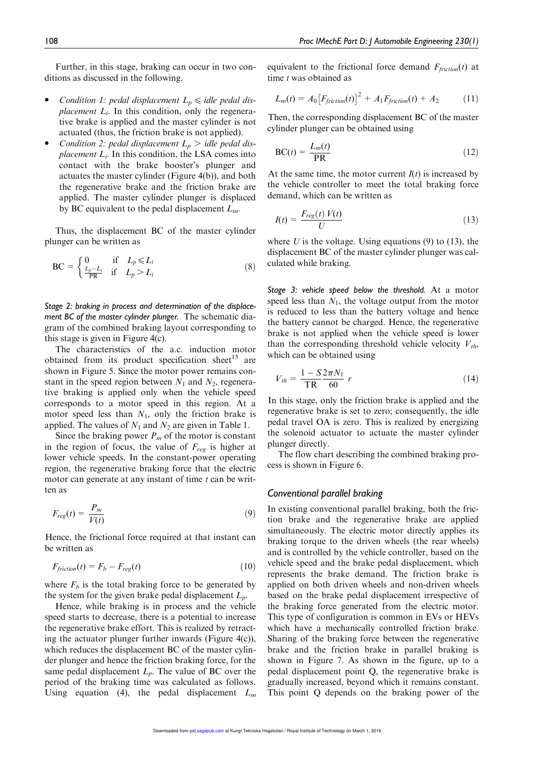Further, in this stage, braking can occur in two conditions as discussed in the following.

- *Condition 1: pedal displacement $L_p \leqslant$ idle pedal displacement $L_i$.* In this condition, only the regenerative brake is applied and the master cylinder is not actuated (thus, the friction brake is not applied).
- *Condition 2: pedal displacement $L_p >$ idle pedal displacement $L_i$.* In this condition, the LSA comes into contact with the brake booster's plunger and actuates the master cylinder (Figure 4(b)), and both the regenerative brake and the friction brake are applied. The master cylinder plunger is displaced by BC equivalent to the pedal displacement $L_m$.

Thus, the displacement BC of the master cylinder plunger can be written as

$$\text{BC} = \begin{cases} 0 & \text{if} \quad L_p \leqslant L_i \\ \frac{L_p - L_i}{\text{PR}} & \text{if} \quad L_p > L_i \end{cases} \tag{8}$$

*Stage 2: braking in process and determination of the displacement BC of the master cylinder plunger.* The schematic diagram of the combined braking layout corresponding to this stage is given in Figure 4(c).

The characteristics of the a.c. induction motor obtained from its product specification sheet[15] are shown in Figure 5. Since the motor power remains constant in the speed region between $N_1$ and $N_2$, regenerative braking is applied only when the vehicle speed corresponds to a motor speed in this region. At a motor speed less than $N_1$, only the friction brake is applied. The values of $N_1$ and $N_2$ are given in Table 1.

Since the braking power $P_m$ of the motor is constant in the region of focus, the value of $F_{reg}$ is higher at lower vehicle speeds. In the constant-power operating region, the regenerative braking force that the electric motor can generate at any instant of time $t$ can be written as

$$F_{reg}(t) = \frac{P_m}{V(t)} \tag{9}$$

Hence, the frictional force required at that instant can be written as

$$F_{friction}(t) = F_b - F_{reg}(t) \tag{10}$$

where $F_b$ is the total braking force to be generated by the system for the given brake pedal displacement $L_p$.

Hence, while braking is in process and the vehicle speed starts to decrease, there is a potential to increase the regenerative brake effort. This is realized by retracting the actuator plunger further inwards (Figure 4(c)), which reduces the displacement BC of the master cylinder plunger and hence the friction braking force, for the same pedal displacement $L_p$. The value of BC over the period of the braking time was calculated as follows. Using equation (4), the pedal displacement $L_m$ equivalent to the frictional force demand $F_{friction}(t)$ at time $t$ was obtained as

$$L_m(t) = A_0 \left[F_{friction}(t)\right]^2 + A_1 F_{friction}(t) + A_2 \tag{11}$$

Then, the corresponding displacement BC of the master cylinder plunger can be obtained using

$$\text{BC}(t) = \frac{L_m(t)}{\text{PR}} \tag{12}$$

At the same time, the motor current $I(t)$ is increased by the vehicle controller to meet the total braking force demand, which can be written as

$$I(t) = \frac{F_{reg}(t)\, V(t)}{U} \tag{13}$$

where $U$ is the voltage. Using equations (9) to (13), the displacement BC of the master cylinder plunger was calculated while braking.

*Stage 3: vehicle speed below the threshold.* At a motor speed less than $N_1$, the voltage output from the motor is reduced to less than the battery voltage and hence the battery cannot be charged. Hence, the regenerative brake is not applied when the vehicle speed is lower than the corresponding threshold vehicle velocity $V_{th}$, which can be obtained using

$$V_{th} = \frac{1 - S}{\text{TR}} \frac{2\pi N_1}{60}\, r \tag{14}$$

In this stage, only the friction brake is applied and the regenerative brake is set to zero; consequently, the idle pedal travel OA is zero. This is realized by energizing the solenoid actuator to actuate the master cylinder plunger directly.

The flow chart describing the combined braking process is shown in Figure 6.

## Conventional parallel braking

In existing conventional parallel braking, both the friction brake and the regenerative brake are applied simultaneously. The electric motor directly applies its braking torque to the driven wheels (the rear wheels) and is controlled by the vehicle controller, based on the vehicle speed and the brake pedal displacement, which represents the brake demand. The friction brake is applied on both driven wheels and non-driven wheels based on the brake pedal displacement irrespective of the braking force generated from the electric motor. This type of configuration is common in EVs or HEVs which have a mechanically controlled friction brake. Sharing of the braking force between the regenerative brake and the friction brake in parallel braking is shown in Figure 7. As shown in the figure, up to a pedal displacement point Q, the regenerative brake is gradually increased, beyond which it remains constant. This point Q depends on the braking power of the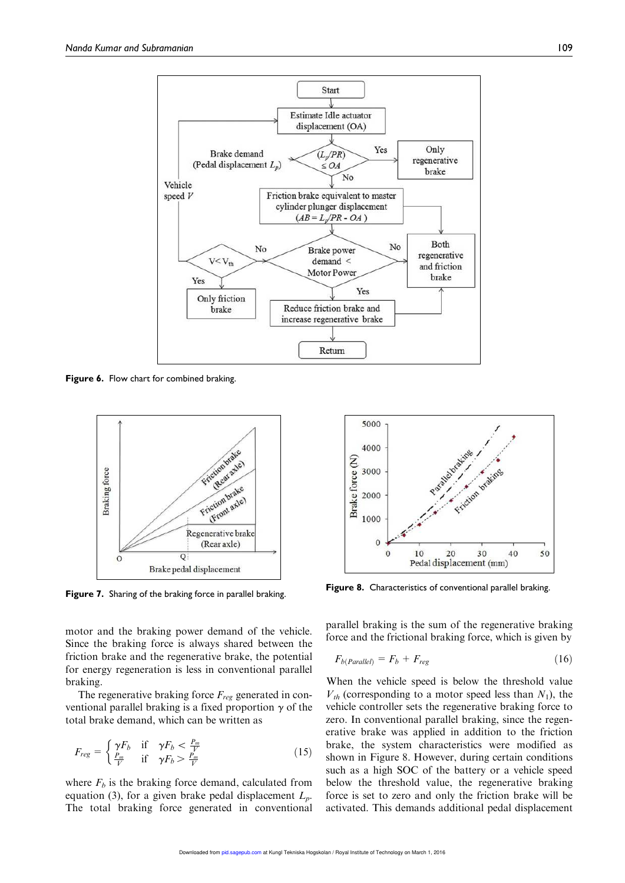Figure 6. Flow chart for combined braking.

Figure 7. Sharing of the braking force in parallel braking.

Figure 8. Characteristics of conventional parallel braking.

motor and the braking power demand of the vehicle. Since the braking force is always shared between the friction brake and the regenerative brake, the potential for energy regeneration is less in conventional parallel braking.

The regenerative braking force $F_{reg}$ generated in conventional parallel braking is a fixed proportion $\gamma$ of the total brake demand, which can be written as

$$F_{reg} = \begin{cases} \gamma F_b & \text{if} \quad \gamma F_b < \frac{P_m}{V} \\ \frac{P_m}{V} & \text{if} \quad \gamma F_b > \frac{P_m}{V} \end{cases} \tag{15}$$

where $F_b$ is the braking force demand, calculated from equation (3), for a given brake pedal displacement $L_p$. The total braking force generated in conventional parallel braking is the sum of the regenerative braking force and the frictional braking force, which is given by

$$F_{b(Parallel)} = F_b + F_{reg} \tag{16}$$

When the vehicle speed is below the threshold value $V_{th}$ (corresponding to a motor speed less than $N_1$), the vehicle controller sets the regenerative braking force to zero. In conventional parallel braking, since the regenerative brake was applied in addition to the friction brake, the system characteristics were modified as shown in Figure 8. However, during certain conditions such as a high SOC of the battery or a vehicle speed below the threshold value, the regenerative braking force is set to zero and only the friction brake will be activated. This demands additional pedal displacement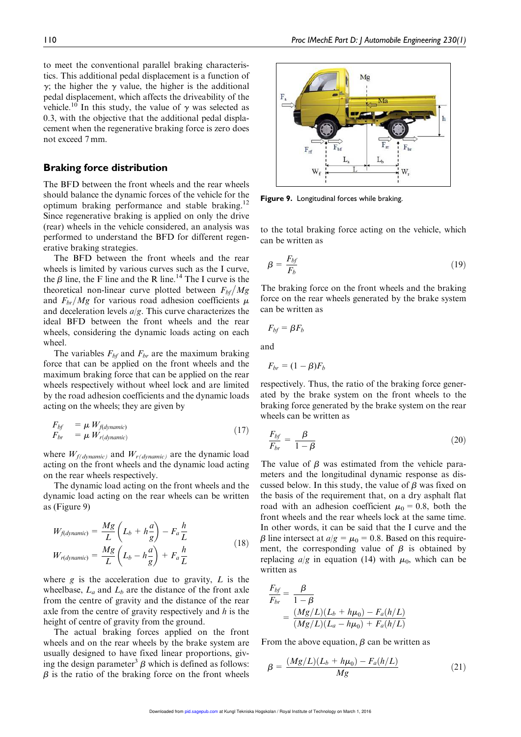to meet the conventional parallel braking characteristics. This additional pedal displacement is a function of $\gamma$; the higher the $\gamma$ value, the higher is the additional pedal displacement, which affects the driveability of the vehicle.[10] In this study, the value of $\gamma$ was selected as 0.3, with the objective that the additional pedal displacement when the regenerative braking force is zero does not exceed 7 mm.

## Braking force distribution

The BFD between the front wheels and the rear wheels should balance the dynamic forces of the vehicle for the optimum braking performance and stable braking.[12] Since regenerative braking is applied on only the drive (rear) wheels in the vehicle considered, an analysis was performed to understand the BFD for different regenerative braking strategies.

The BFD between the front wheels and the rear wheels is limited by various curves such as the I curve, the $\beta$ line, the F line and the R line.[14] The I curve is the theoretical non-linear curve plotted between $F_{bf}/Mg$ and $F_{br}/Mg$ for various road adhesion coefficients $\mu$ and deceleration levels $a/g$. This curve characterizes the ideal BFD between the front wheels and the rear wheels, considering the dynamic loads acting on each wheel.

The variables $F_{bf}$ and $F_{br}$ are the maximum braking force that can be applied on the front wheels and the maximum braking force that can be applied on the rear wheels respectively without wheel lock and are limited by the road adhesion coefficients and the dynamic loads acting on the wheels; they are given by

$$\begin{aligned} F_{bf} &= \mu \, W_{f(dynamic)} \\ F_{br} &= \mu \, W_{r(dynamic)} \end{aligned} \tag{17}$$

where $W_{f(dynamic)}$ and $W_{r(dynamic)}$ are the dynamic load acting on the front wheels and the dynamic load acting on the rear wheels respectively.

The dynamic load acting on the front wheels and the dynamic load acting on the rear wheels can be written as (Figure 9)

$$\begin{aligned} W_{f(dynamic)} &= \frac{Mg}{L}\left(L_b + h\frac{a}{g}\right) - F_a\frac{h}{L} \\ W_{r(dynamic)} &= \frac{Mg}{L}\left(L_b - h\frac{a}{g}\right) + F_a\frac{h}{L} \end{aligned} \tag{18}$$

where $g$ is the acceleration due to gravity, $L$ is the wheelbase, $L_a$ and $L_b$ are the distance of the front axle from the centre of gravity and the distance of the rear axle from the centre of gravity respectively and $h$ is the height of centre of gravity from the ground.

The actual braking forces applied on the front wheels and on the rear wheels by the brake system are usually designed to have fixed linear proportions, giving the design parameter[3] $\beta$ which is defined as follows: $\beta$ is the ratio of the braking force on the front wheels to the total braking force acting on the vehicle, which can be written as

Figure 9. Longitudinal forces while braking.

$$\beta = \frac{F_{bf}}{F_b} \tag{19}$$

The braking force on the front wheels and the braking force on the rear wheels generated by the brake system can be written as

$$F_{bf} = \beta F_b$$

and

$$F_{br} = (1 - \beta)F_b$$

respectively. Thus, the ratio of the braking force generated by the brake system on the front wheels to the braking force generated by the brake system on the rear wheels can be written as

$$\frac{F_{bf}}{F_{br}} = \frac{\beta}{1-\beta} \tag{20}$$

The value of $\beta$ was estimated from the vehicle parameters and the longitudinal dynamic response as discussed below. In this study, the value of $\beta$ was fixed on the basis of the requirement that, on a dry asphalt flat road with an adhesion coefficient $\mu_0 = 0.8$, both the front wheels and the rear wheels lock at the same time. In other words, it can be said that the I curve and the $\beta$ line intersect at $a/g = \mu_0 = 0.8$. Based on this requirement, the corresponding value of $\beta$ is obtained by replacing $a/g$ in equation (14) with $\mu_0$, which can be written as

$$\begin{aligned} \frac{F_{bf}}{F_{br}} &= \frac{\beta}{1-\beta} \\ &= \frac{(Mg/L)(L_b + h\mu_0) - F_a(h/L)}{(Mg/L)(L_a - h\mu_0) + F_a(h/L)} \end{aligned}$$

From the above equation, $\beta$ can be written as

$$\beta = \frac{(Mg/L)(L_b + h\mu_0) - F_a(h/L)}{Mg} \tag{21}$$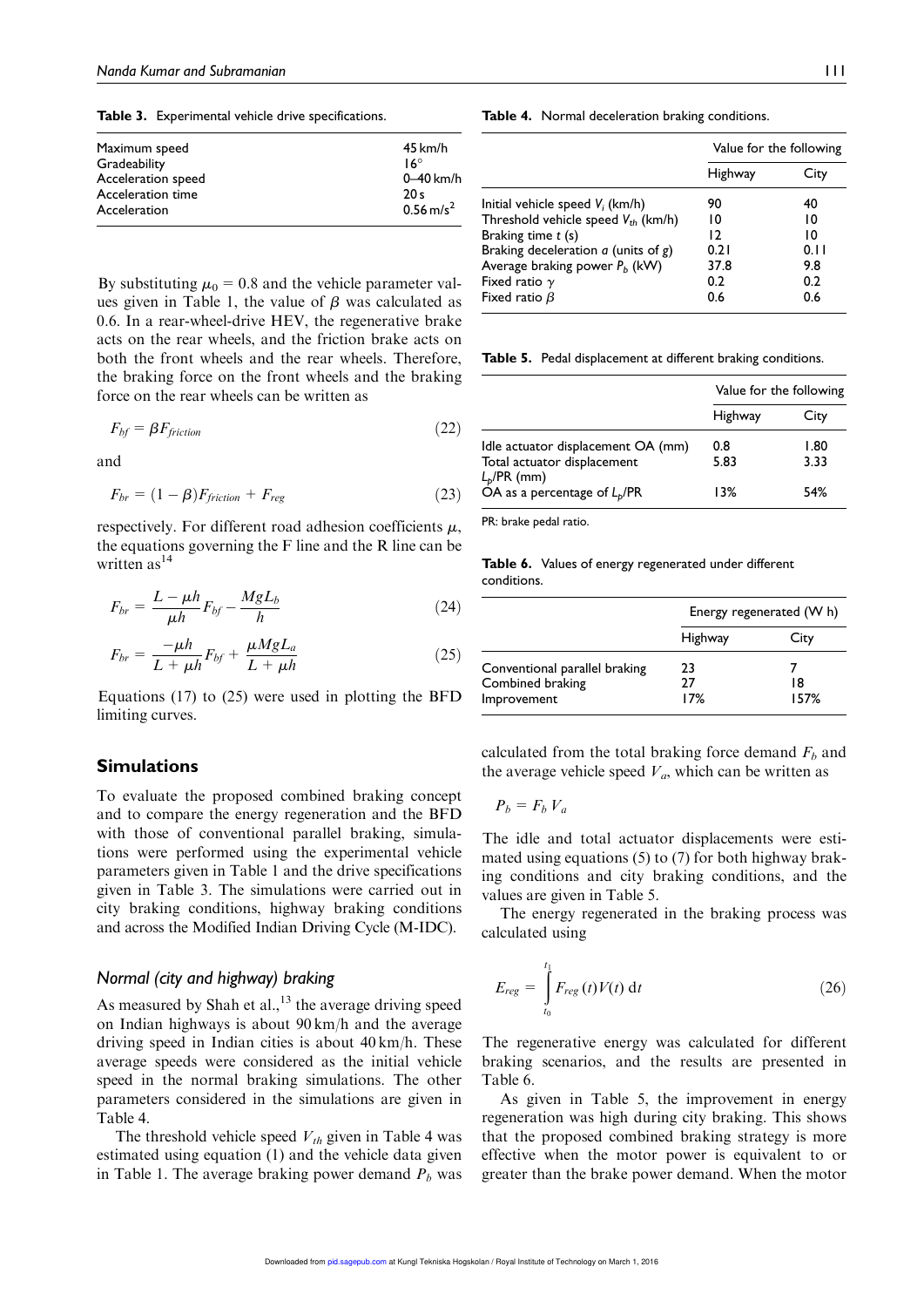**Table 3.** Experimental vehicle drive specifications.

| | |
|---|---|
| Maximum speed | 45 km/h |
| Gradeability | 16° |
| Acceleration speed | 0–40 km/h |
| Acceleration time | 20 s |
| Acceleration | 0.56 m/s$^2$ |

By substituting $\mu_0 = 0.8$ and the vehicle parameter values given in Table 1, the value of $\beta$ was calculated as 0.6. In a rear-wheel-drive HEV, the regenerative brake acts on the rear wheels, and the friction brake acts on both the front wheels and the rear wheels. Therefore, the braking force on the front wheels and the braking force on the rear wheels can be written as

$$F_{bf} = \beta F_{friction} \tag{22}$$

and

$$F_{br} = (1 - \beta)F_{friction} + F_{reg} \tag{23}$$

respectively. For different road adhesion coefficients $\mu$, the equations governing the F line and the R line can be written as[14]

$$F_{br} = \frac{L - \mu h}{\mu h} F_{bf} - \frac{MgL_b}{h} \tag{24}$$

$$F_{br} = \frac{-\mu h}{L + \mu h} F_{bf} + \frac{\mu MgL_a}{L + \mu h} \tag{25}$$

Equations (17) to (25) were used in plotting the BFD limiting curves.

## Simulations

To evaluate the proposed combined braking concept and to compare the energy regeneration and the BFD with those of conventional parallel braking, simulations were performed using the experimental vehicle parameters given in Table 1 and the drive specifications given in Table 3. The simulations were carried out in city braking conditions, highway braking conditions and across the Modified Indian Driving Cycle (M-IDC).

### *Normal (city and highway) braking*

As measured by Shah et al.,[13] the average driving speed on Indian highways is about 90 km/h and the average driving speed in Indian cities is about 40 km/h. These average speeds were considered as the initial vehicle speed in the normal braking simulations. The other parameters considered in the simulations are given in Table 4.

The threshold vehicle speed $V_{th}$ given in Table 4 was estimated using equation (1) and the vehicle data given in Table 1. The average braking power demand $P_b$ was calculated from the total braking force demand $F_b$ and the average vehicle speed $V_a$, which can be written as

$$P_b = F_b V_a$$

The idle and total actuator displacements were estimated using equations (5) to (7) for both highway braking conditions and city braking conditions, and the values are given in Table 5.

The energy regenerated in the braking process was calculated using

$$E_{reg} = \int_{t_0}^{t_1} F_{reg}(t)V(t)\,dt \tag{26}$$

The regenerative energy was calculated for different braking scenarios, and the results are presented in Table 6.

As given in Table 5, the improvement in energy regeneration was high during city braking. This shows that the proposed combined braking strategy is more effective when the motor power is equivalent to or greater than the brake power demand. When the motor

**Table 4.** Normal deceleration braking conditions.

| | Value for the following | |
|---|---|---|
| | Highway | City |
| Initial vehicle speed $V_i$ (km/h) | 90 | 40 |
| Threshold vehicle speed $V_{th}$ (km/h) | 10 | 10 |
| Braking time $t$ (s) | 12 | 10 |
| Braking deceleration $a$ (units of $g$) | 0.21 | 0.11 |
| Average braking power $P_b$ (kW) | 37.8 | 9.8 |
| Fixed ratio $\gamma$ | 0.2 | 0.2 |
| Fixed ratio $\beta$ | 0.6 | 0.6 |

**Table 5.** Pedal displacement at different braking conditions.

| | Value for the following | |
|---|---|---|
| | Highway | City |
| Idle actuator displacement OA (mm) | 0.8 | 1.80 |
| Total actuator displacement $L_p$/PR (mm) | 5.83 | 3.33 |
| OA as a percentage of $L_p$/PR | 13% | 54% |

PR: brake pedal ratio.

**Table 6.** Values of energy regenerated under different conditions.

| | Energy regenerated (W h) | |
|---|---|---|
| | Highway | City |
| Conventional parallel braking | 23 | 7 |
| Combined braking | 27 | 18 |
| Improvement | 17% | 157% |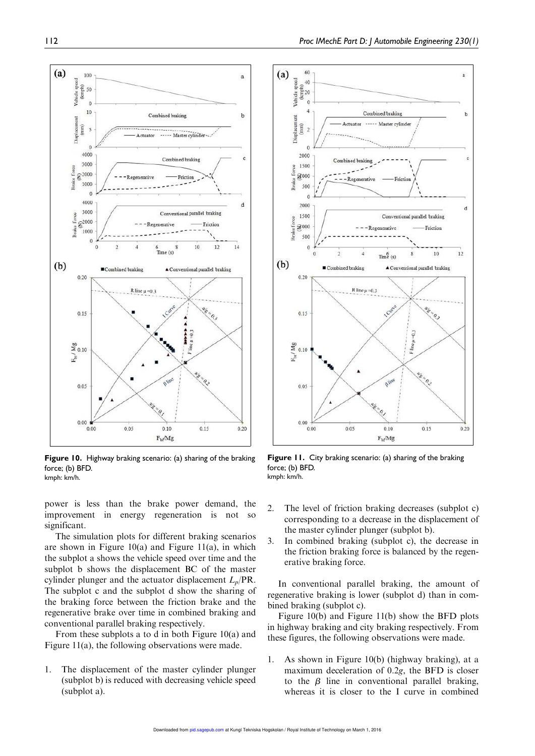**Figure 10.** Highway braking scenario: (a) sharing of the braking force; (b) BFD.
kmph: km/h.

**Figure 11.** City braking scenario: (a) sharing of the braking force; (b) BFD.
kmph: km/h.

power is less than the brake power demand, the improvement in energy regeneration is not so significant.

The simulation plots for different braking scenarios are shown in Figure 10(a) and Figure 11(a), in which the subplot a shows the vehicle speed over time and the subplot b shows the displacement BC of the master cylinder plunger and the actuator displacement $L_p$/PR. The subplot c and the subplot d show the sharing of the braking force between the friction brake and the regenerative brake over time in combined braking and conventional parallel braking respectively.

From these subplots a to d in both Figure 10(a) and Figure 11(a), the following observations were made.

1. The displacement of the master cylinder plunger (subplot b) is reduced with decreasing vehicle speed (subplot a).
2. The level of friction braking decreases (subplot c) corresponding to a decrease in the displacement of the master cylinder plunger (subplot b).
3. In combined braking (subplot c), the decrease in the friction braking force is balanced by the regenerative braking force.

In conventional parallel braking, the amount of regenerative braking is lower (subplot d) than in combined braking (subplot c).

Figure 10(b) and Figure 11(b) show the BFD plots in highway braking and city braking respectively. From these figures, the following observations were made.

1. As shown in Figure 10(b) (highway braking), at a maximum deceleration of 0.2$g$, the BFD is closer to the $\beta$ line in conventional parallel braking, whereas it is closer to the I curve in combined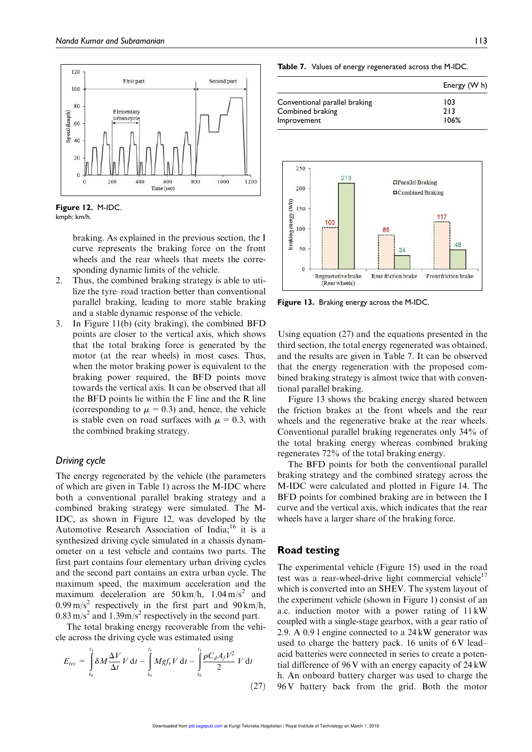Figure 12. M-IDC.
kmph: km/h.

braking. As explained in the previous section, the I curve represents the braking force on the front wheels and the rear wheels that meets the corresponding dynamic limits of the vehicle.

2. Thus, the combined braking strategy is able to utilize the tyre–road traction better than conventional parallel braking, leading to more stable braking and a stable dynamic response of the vehicle.
3. In Figure 11(b) (city braking), the combined BFD points are closer to the vertical axis, which shows that the total braking force is generated by the motor (at the rear wheels) in most cases. Thus, when the motor braking power is equivalent to the braking power required, the BFD points move towards the vertical axis. It can be observed that all the BFD points lie within the F line and the R line (corresponding to $\mu = 0.3$) and, hence, the vehicle is stable even on road surfaces with $\mu = 0.3$, with the combined braking strategy.

### *Driving cycle*

The energy regenerated by the vehicle (the parameters of which are given in Table 1) across the M-IDC where both a conventional parallel braking strategy and a combined braking strategy were simulated. The M-IDC, as shown in Figure 12, was developed by the Automotive Research Association of India;[16] it is a synthesized driving cycle simulated in a chassis dynamometer on a test vehicle and contains two parts. The first part contains four elementary urban driving cycles and the second part contains an extra urban cycle. The maximum speed, the maximum acceleration and the maximum deceleration are 50 km/h, 1.04 m/s$^2$ and 0.99 m/s$^2$ respectively in the first part and 90 km/h, 0.83 m/s$^2$ and 1.39m/s$^2$ respectively in the second part.

The total braking energy recoverable from the vehicle across the driving cycle was estimated using

$$E_{rec} = \int_{t_0}^{t_1} \delta M \frac{\Delta V}{\Delta t} V \, dt - \int_{t_0}^{t_1} M g f_r V \, dt - \int_{t_0}^{t_1} \frac{\rho C_d A_f V^2}{2} V \, dt \tag{27}$$

Table 7. Values of energy regenerated across the M-IDC.

| | Energy (W h) |
|---|---|
| Conventional parallel braking | 103 |
| Combined braking | 213 |
| Improvement | 106% |

Figure 13. Braking energy across the M-IDC.

Using equation (27) and the equations presented in the third section, the total energy regenerated was obtained, and the results are given in Table 7. It can be observed that the energy regeneration with the proposed combined braking strategy is almost twice that with conventional parallel braking.

Figure 13 shows the braking energy shared between the friction brakes at the front wheels and the rear wheels and the regenerative brake at the rear wheels. Conventional parallel braking regenerates only 34% of the total braking energy whereas combined braking regenerates 72% of the total braking energy.

The BFD points for both the conventional parallel braking strategy and the combined strategy across the M-IDC were calculated and plotted in Figure 14. The BFD points for combined braking are in between the I curve and the vertical axis, which indicates that the rear wheels have a larger share of the braking force.

## Road testing

The experimental vehicle (Figure 15) used in the road test was a rear-wheel-drive light commercial vehicle[17] which is converted into an SHEV. The system layout of the experiment vehicle (shown in Figure 1) consist of an a.c. induction motor with a power rating of 11 kW coupled with a single-stage gearbox, with a gear ratio of 2.9. A 0.9 l engine connected to a 24 kW generator was used to charge the battery pack. 16 units of 6 V lead–acid batteries were connected in series to create a potential difference of 96 V with an energy capacity of 24 kW h. An onboard battery charger was used to charge the 96 V battery back from the grid. Both the motor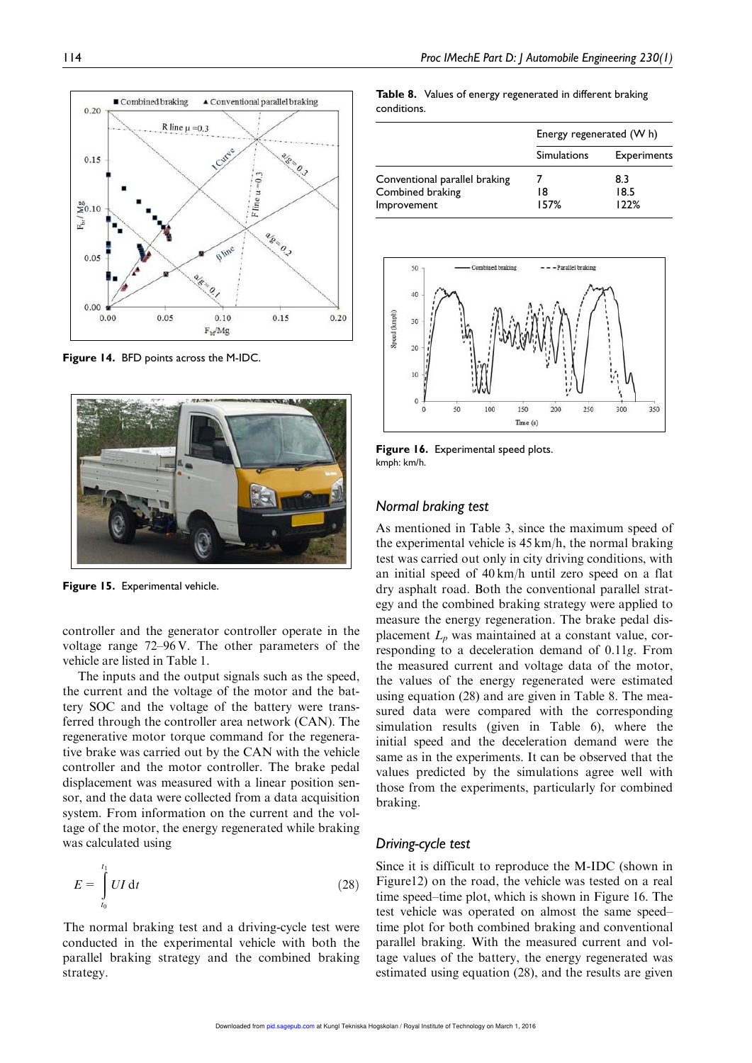Figure 14. BFD points across the M-IDC.

Figure 15. Experimental vehicle.

controller and the generator controller operate in the voltage range 72–96 V. The other parameters of the vehicle are listed in Table 1.

The inputs and the output signals such as the speed, the current and the voltage of the motor and the battery SOC and the voltage of the battery were transferred through the controller area network (CAN). The regenerative motor torque command for the regenerative brake was carried out by the CAN with the vehicle controller and the motor controller. The brake pedal displacement was measured with a linear position sensor, and the data were collected from a data acquisition system. From information on the current and the voltage of the motor, the energy regenerated while braking was calculated using

$$E = \int_{t_0}^{t_1} UI \, dt \tag{28}$$

The normal braking test and a driving-cycle test were conducted in the experimental vehicle with both the parallel braking strategy and the combined braking strategy.

**Table 8.** Values of energy regenerated in different braking conditions.

| | Energy regenerated (W h) | |
|---|---|---|
| | Simulations | Experiments |
| Conventional parallel braking | 7 | 8.3 |
| Combined braking | 18 | 18.5 |
| Improvement | 157% | 122% |

Figure 16. Experimental speed plots.
kmph: km/h.

### Normal braking test

As mentioned in Table 3, since the maximum speed of the experimental vehicle is 45 km/h, the normal braking test was carried out only in city driving conditions, with an initial speed of 40 km/h until zero speed on a flat dry asphalt road. Both the conventional parallel strategy and the combined braking strategy were applied to measure the energy regeneration. The brake pedal displacement $L_p$ was maintained at a constant value, corresponding to a deceleration demand of $0.11g$. From the measured current and voltage data of the motor, the values of the energy regenerated were estimated using equation (28) and are given in Table 8. The measured data were compared with the corresponding simulation results (given in Table 6), where the initial speed and the deceleration demand were the same as in the experiments. It can be observed that the values predicted by the simulations agree well with those from the experiments, particularly for combined braking.

### Driving-cycle test

Since it is difficult to reproduce the M-IDC (shown in Figure12) on the road, the vehicle was tested on a real time speed–time plot, which is shown in Figure 16. The test vehicle was operated on almost the same speed–time plot for both combined braking and conventional parallel braking. With the measured current and voltage values of the battery, the energy regenerated was estimated using equation (28), and the results are given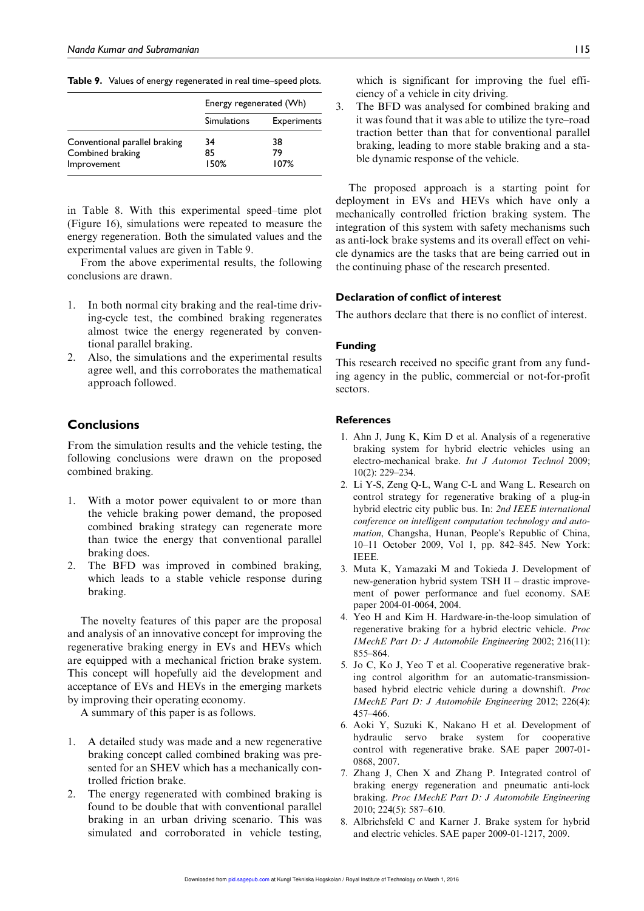**Table 9.** Values of energy regenerated in real time–speed plots.

| | Energy regenerated (Wh) | |
|---|---|---|
| | Simulations | Experiments |
| Conventional parallel braking | 34 | 38 |
| Combined braking | 85 | 79 |
| Improvement | 150% | 107% |

in Table 8. With this experimental speed–time plot (Figure 16), simulations were repeated to measure the energy regeneration. Both the simulated values and the experimental values are given in Table 9.

From the above experimental results, the following conclusions are drawn.

1. In both normal city braking and the real-time driving-cycle test, the combined braking regenerates almost twice the energy regenerated by conventional parallel braking.
2. Also, the simulations and the experimental results agree well, and this corroborates the mathematical approach followed.

## Conclusions

From the simulation results and the vehicle testing, the following conclusions were drawn on the proposed combined braking.

1. With a motor power equivalent to or more than the vehicle braking power demand, the proposed combined braking strategy can regenerate more than twice the energy that conventional parallel braking does.
2. The BFD was improved in combined braking, which leads to a stable vehicle response during braking.

The novelty features of this paper are the proposal and analysis of an innovative concept for improving the regenerative braking energy in EVs and HEVs which are equipped with a mechanical friction brake system. This concept will hopefully aid the development and acceptance of EVs and HEVs in the emerging markets by improving their operating economy.

A summary of this paper is as follows.

1. A detailed study was made and a new regenerative braking concept called combined braking was presented for an SHEV which has a mechanically controlled friction brake.
2. The energy regenerated with combined braking is found to be double that with conventional parallel braking in an urban driving scenario. This was simulated and corroborated in vehicle testing, which is significant for improving the fuel efficiency of a vehicle in city driving.
3. The BFD was analysed for combined braking and it was found that it was able to utilize the tyre–road traction better than that for conventional parallel braking, leading to more stable braking and a stable dynamic response of the vehicle.

The proposed approach is a starting point for deployment in EVs and HEVs which have only a mechanically controlled friction braking system. The integration of this system with safety mechanisms such as anti-lock brake systems and its overall effect on vehicle dynamics are the tasks that are being carried out in the continuing phase of the research presented.

### Declaration of conflict of interest

The authors declare that there is no conflict of interest.

### Funding

This research received no specific grant from any funding agency in the public, commercial or not-for-profit sectors.

### References

1. Ahn J, Jung K, Kim D et al. Analysis of a regenerative braking system for hybrid electric vehicles using an electro-mechanical brake. *Int J Automot Technol* 2009; 10(2): 229–234.
2. Li Y-S, Zeng Q-L, Wang C-L and Wang L. Research on control strategy for regenerative braking of a plug-in hybrid electric city public bus. In: *2nd IEEE international conference on intelligent computation technology and automation*, Changsha, Hunan, People's Republic of China, 10–11 October 2009, Vol 1, pp. 842–845. New York: IEEE.
3. Muta K, Yamazaki M and Tokieda J. Development of new-generation hybrid system TSH II – drastic improvement of power performance and fuel economy. SAE paper 2004-01-0064, 2004.
4. Yeo H and Kim H. Hardware-in-the-loop simulation of regenerative braking for a hybrid electric vehicle. *Proc IMechE Part D: J Automobile Engineering* 2002; 216(11): 855–864.
5. Jo C, Ko J, Yeo T et al. Cooperative regenerative braking control algorithm for an automatic-transmission-based hybrid electric vehicle during a downshift. *Proc IMechE Part D: J Automobile Engineering* 2012; 226(4): 457–466.
6. Aoki Y, Suzuki K, Nakano H et al. Development of hydraulic servo brake system for cooperative control with regenerative brake. SAE paper 2007-01-0868, 2007.
7. Zhang J, Chen X and Zhang P. Integrated control of braking energy regeneration and pneumatic anti-lock braking. *Proc IMechE Part D: J Automobile Engineering* 2010; 224(5): 587–610.
8. Albrichsfeld C and Karner J. Brake system for hybrid and electric vehicles. SAE paper 2009-01-1217, 2009.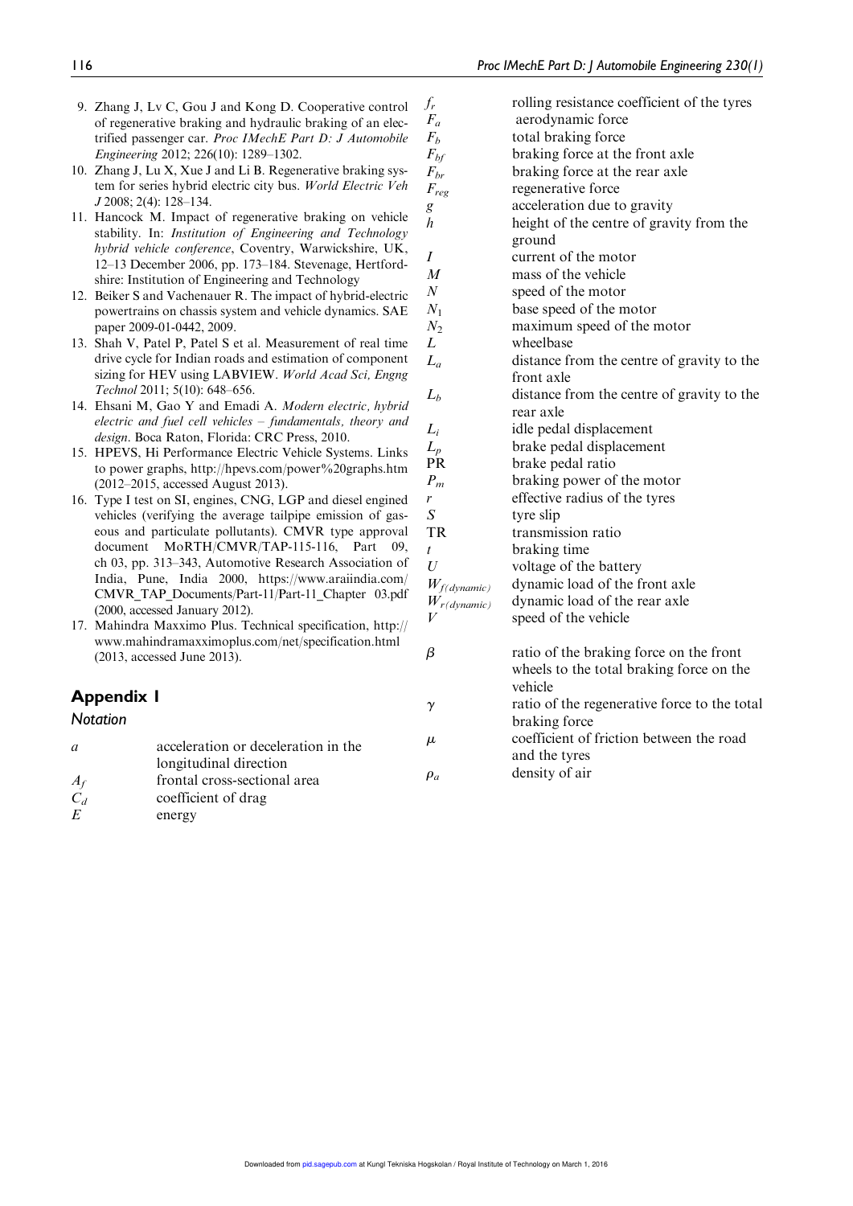9. Zhang J, Lv C, Gou J and Kong D. Cooperative control of regenerative braking and hydraulic braking of an electrified passenger car. *Proc IMechE Part D: J Automobile Engineering* 2012; 226(10): 1289–1302.
10. Zhang J, Lu X, Xue J and Li B. Regenerative braking system for series hybrid electric city bus. *World Electric Veh J* 2008; 2(4): 128–134.
11. Hancock M. Impact of regenerative braking on vehicle stability. In: *Institution of Engineering and Technology hybrid vehicle conference*, Coventry, Warwickshire, UK, 12–13 December 2006, pp. 173–184. Stevenage, Hertfordshire: Institution of Engineering and Technology
12. Beiker S and Vachenauer R. The impact of hybrid-electric powertrains on chassis system and vehicle dynamics. SAE paper 2009-01-0442, 2009.
13. Shah V, Patel P, Patel S et al. Measurement of real time drive cycle for Indian roads and estimation of component sizing for HEV using LABVIEW. *World Acad Sci, Engng Technol* 2011; 5(10): 648–656.
14. Ehsani M, Gao Y and Emadi A. *Modern electric, hybrid electric and fuel cell vehicles – fundamentals, theory and design*. Boca Raton, Florida: CRC Press, 2010.
15. HPEVS, Hi Performance Electric Vehicle Systems. Links to power graphs, http://hpevs.com/power%20graphs.htm (2012–2015, accessed August 2013).
16. Type I test on SI, engines, CNG, LGP and diesel engined vehicles (verifying the average tailpipe emission of gaseous and particulate pollutants). CMVR type approval document MoRTH/CMVR/TAP-115-116, Part 09, ch 03, pp. 313–343, Automotive Research Association of India, Pune, India 2000, https://www.araiindia.com/CMVR_TAP_Documents/Part-11/Part-11_Chapter 03.pdf (2000, accessed January 2012).
17. Mahindra Maxximo Plus. Technical specification, http://www.mahindramaxximoplus.com/net/specification.html (2013, accessed June 2013).

## Appendix 1

### *Notation*

| | |
|---|---|
| $a$ | acceleration or deceleration in the longitudinal direction |
| $A_f$ | frontal cross-sectional area |
| $C_d$ | coefficient of drag |
| $E$ | energy |
| $f_r$ | rolling resistance coefficient of the tyres |
| $F_a$ | aerodynamic force |
| $F_b$ | total braking force |
| $F_{bf}$ | braking force at the front axle |
| $F_{br}$ | braking force at the rear axle |
| $F_{reg}$ | regenerative force |
| $g$ | acceleration due to gravity |
| $h$ | height of the centre of gravity from the ground |
| $I$ | current of the motor |
| $M$ | mass of the vehicle |
| $N$ | speed of the motor |
| $N_1$ | base speed of the motor |
| $N_2$ | maximum speed of the motor |
| $L$ | wheelbase |
| $L_a$ | distance from the centre of gravity to the front axle |
| $L_b$ | distance from the centre of gravity to the rear axle |
| $L_i$ | idle pedal displacement |
| $L_p$ | brake pedal displacement |
| PR | brake pedal ratio |
| $P_m$ | braking power of the motor |
| $r$ | effective radius of the tyres |
| $S$ | tyre slip |
| TR | transmission ratio |
| $t$ | braking time |
| $U$ | voltage of the battery |
| $W_{f(dynamic)}$ | dynamic load of the front axle |
| $W_{r(dynamic)}$ | dynamic load of the rear axle |
| $V$ | speed of the vehicle |
| $\beta$ | ratio of the braking force on the front wheels to the total braking force on the vehicle |
| $\gamma$ | ratio of the regenerative force to the total braking force |
| $\mu$ | coefficient of friction between the road and the tyres |
| $\rho_a$ | density of air |